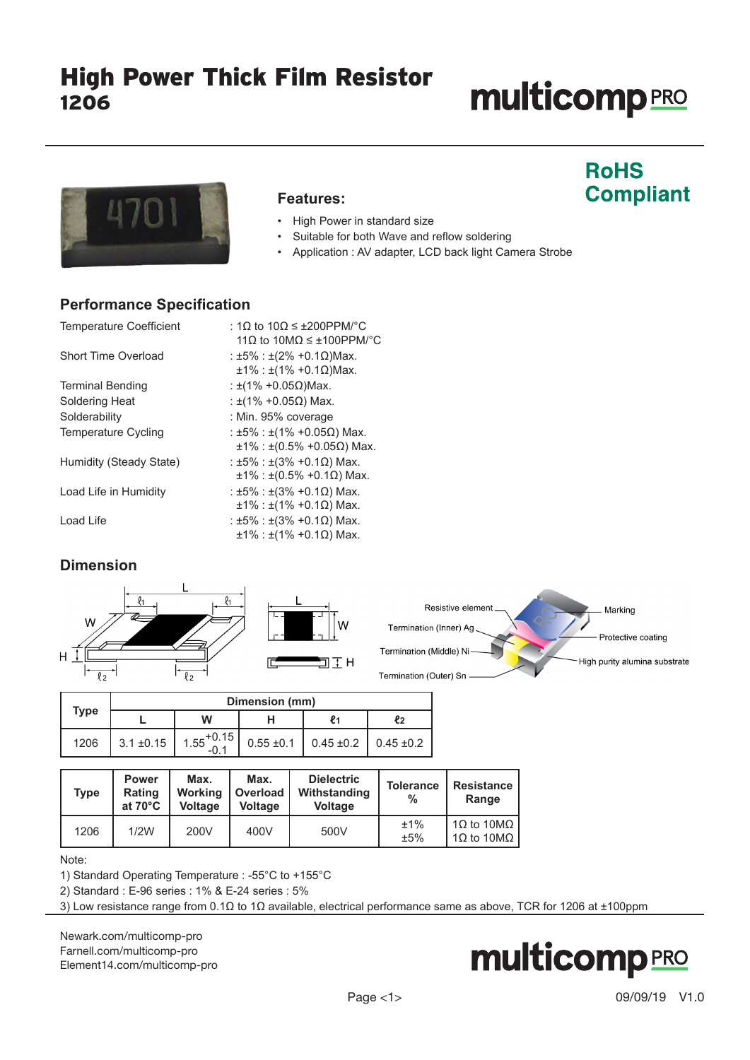# High Power Thick Film Resistor
## 1206

**RoHS Compliant**

### Features:

- High Power in standard size
- Suitable for both Wave and reflow soldering
- Application : AV adapter, LCD back light Camera Strobe

### Performance Specification

| | |
|---|---|
| Temperature Coefficient | : 1Ω to 10Ω ≤ ±200PPM/°C<br>11Ω to 10MΩ ≤ ±100PPM/°C |
| Short Time Overload | : ±5% : ±(2% +0.1Ω)Max.<br>±1% : ±(1% +0.1Ω)Max. |
| Terminal Bending | : ±(1% +0.05Ω)Max. |
| Soldering Heat | : ±(1% +0.05Ω) Max. |
| Solderability | : Min. 95% coverage |
| Temperature Cycling | : ±5% : ±(1% +0.05Ω) Max.<br>±1% : ±(0.5% +0.05Ω) Max. |
| Humidity (Steady State) | : ±5% : ±(3% +0.1Ω) Max.<br>±1% : ±(0.5% +0.1Ω) Max. |
| Load Life in Humidity | : ±5% : ±(3% +0.1Ω) Max.<br>±1% : ±(1% +0.1Ω) Max. |
| Load Life | : ±5% : ±(3% +0.1Ω) Max.<br>±1% : ±(1% +0.1Ω) Max. |

### Dimension

Resistive element, Termination (Inner) Ag, Termination (Middle) Ni, Termination (Outer) Sn, Marking, Protective coating, High purity alumina substrate

| Type | Dimension (mm) | | | | |
|---|---|---|---|---|---|
| | L | W | H | $\ell_1$ | $\ell_2$ |
| 1206 | 3.1 ±0.15 | $1.55^{+0.15}_{-0.1}$ | 0.55 ±0.1 | 0.45 ±0.2 | 0.45 ±0.2 |

| Type | Power Rating at 70°C | Max. Working Voltage | Max. Overload Voltage | Dielectric Withstanding Voltage | Tolerance % | Resistance Range |
|---|---|---|---|---|---|---|
| 1206 | 1/2W | 200V | 400V | 500V | ±1%<br>±5% | 1Ω to 10MΩ<br>1Ω to 10MΩ |

Note:
1) Standard Operating Temperature : -55°C to +155°C
2) Standard : E-96 series : 1% & E-24 series : 5%
3) Low resistance range from 0.1Ω to 1Ω available, electrical performance same as above, TCR for 1206 at ±100ppm

Newark.com/multicomp-pro
Farnell.com/multicomp-pro
Element14.com/multicomp-pro

09/09/19 V1.0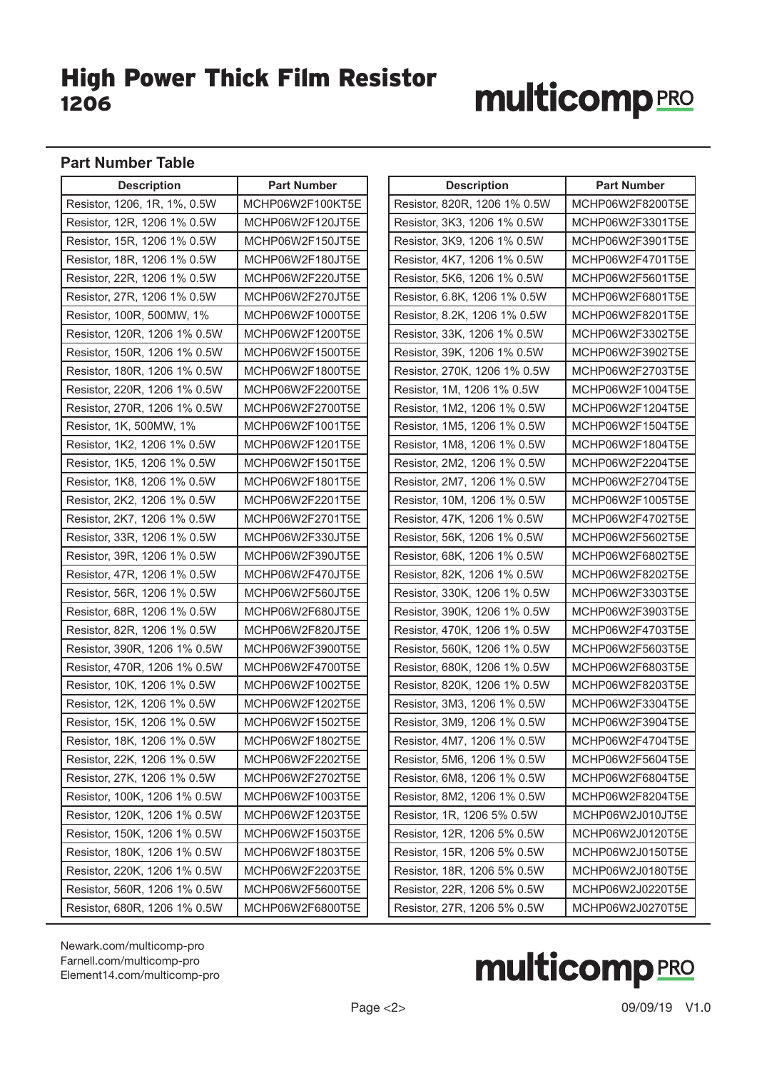## Part Number Table

| Description | Part Number |
|---|---|
| Resistor, 1206, 1R, 1%, 0.5W | MCHP06W2F100KT5E |
| Resistor, 12R, 1206 1% 0.5W | MCHP06W2F120JT5E |
| Resistor, 15R, 1206 1% 0.5W | MCHP06W2F150JT5E |
| Resistor, 18R, 1206 1% 0.5W | MCHP06W2F180JT5E |
| Resistor, 22R, 1206 1% 0.5W | MCHP06W2F220JT5E |
| Resistor, 27R, 1206 1% 0.5W | MCHP06W2F270JT5E |
| Resistor, 100R, 500MW, 1% | MCHP06W2F1000T5E |
| Resistor, 120R, 1206 1% 0.5W | MCHP06W2F1200T5E |
| Resistor, 150R, 1206 1% 0.5W | MCHP06W2F1500T5E |
| Resistor, 180R, 1206 1% 0.5W | MCHP06W2F1800T5E |
| Resistor, 220R, 1206 1% 0.5W | MCHP06W2F2200T5E |
| Resistor, 270R, 1206 1% 0.5W | MCHP06W2F2700T5E |
| Resistor, 1K, 500MW, 1% | MCHP06W2F1001T5E |
| Resistor, 1K2, 1206 1% 0.5W | MCHP06W2F1201T5E |
| Resistor, 1K5, 1206 1% 0.5W | MCHP06W2F1501T5E |
| Resistor, 1K8, 1206 1% 0.5W | MCHP06W2F1801T5E |
| Resistor, 2K2, 1206 1% 0.5W | MCHP06W2F2201T5E |
| Resistor, 2K7, 1206 1% 0.5W | MCHP06W2F2701T5E |
| Resistor, 33R, 1206 1% 0.5W | MCHP06W2F330JT5E |
| Resistor, 39R, 1206 1% 0.5W | MCHP06W2F390JT5E |
| Resistor, 47R, 1206 1% 0.5W | MCHP06W2F470JT5E |
| Resistor, 56R, 1206 1% 0.5W | MCHP06W2F560JT5E |
| Resistor, 68R, 1206 1% 0.5W | MCHP06W2F680JT5E |
| Resistor, 82R, 1206 1% 0.5W | MCHP06W2F820JT5E |
| Resistor, 390R, 1206 1% 0.5W | MCHP06W2F3900T5E |
| Resistor, 470R, 1206 1% 0.5W | MCHP06W2F4700T5E |
| Resistor, 10K, 1206 1% 0.5W | MCHP06W2F1002T5E |
| Resistor, 12K, 1206 1% 0.5W | MCHP06W2F1202T5E |
| Resistor, 15K, 1206 1% 0.5W | MCHP06W2F1502T5E |
| Resistor, 18K, 1206 1% 0.5W | MCHP06W2F1802T5E |
| Resistor, 22K, 1206 1% 0.5W | MCHP06W2F2202T5E |
| Resistor, 27K, 1206 1% 0.5W | MCHP06W2F2702T5E |
| Resistor, 100K, 1206 1% 0.5W | MCHP06W2F1003T5E |
| Resistor, 120K, 1206 1% 0.5W | MCHP06W2F1203T5E |
| Resistor, 150K, 1206 1% 0.5W | MCHP06W2F1503T5E |
| Resistor, 180K, 1206 1% 0.5W | MCHP06W2F1803T5E |
| Resistor, 220K, 1206 1% 0.5W | MCHP06W2F2203T5E |
| Resistor, 560R, 1206 1% 0.5W | MCHP06W2F5600T5E |
| Resistor, 680R, 1206 1% 0.5W | MCHP06W2F6800T5E |
| Resistor, 820R, 1206 1% 0.5W | MCHP06W2F8200T5E |
| Resistor, 3K3, 1206 1% 0.5W | MCHP06W2F3301T5E |
| Resistor, 3K9, 1206 1% 0.5W | MCHP06W2F3901T5E |
| Resistor, 4K7, 1206 1% 0.5W | MCHP06W2F4701T5E |
| Resistor, 5K6, 1206 1% 0.5W | MCHP06W2F5601T5E |
| Resistor, 6.8K, 1206 1% 0.5W | MCHP06W2F6801T5E |
| Resistor, 8.2K, 1206 1% 0.5W | MCHP06W2F8201T5E |
| Resistor, 33K, 1206 1% 0.5W | MCHP06W2F3302T5E |
| Resistor, 39K, 1206 1% 0.5W | MCHP06W2F3902T5E |
| Resistor, 270K, 1206 1% 0.5W | MCHP06W2F2703T5E |
| Resistor, 1M, 1206 1% 0.5W | MCHP06W2F1004T5E |
| Resistor, 1M2, 1206 1% 0.5W | MCHP06W2F1204T5E |
| Resistor, 1M5, 1206 1% 0.5W | MCHP06W2F1504T5E |
| Resistor, 1M8, 1206 1% 0.5W | MCHP06W2F1804T5E |
| Resistor, 2M2, 1206 1% 0.5W | MCHP06W2F2204T5E |
| Resistor, 2M7, 1206 1% 0.5W | MCHP06W2F2704T5E |
| Resistor, 10M, 1206 1% 0.5W | MCHP06W2F1005T5E |
| Resistor, 47K, 1206 1% 0.5W | MCHP06W2F4702T5E |
| Resistor, 56K, 1206 1% 0.5W | MCHP06W2F5602T5E |
| Resistor, 68K, 1206 1% 0.5W | MCHP06W2F6802T5E |
| Resistor, 82K, 1206 1% 0.5W | MCHP06W2F8202T5E |
| Resistor, 330K, 1206 1% 0.5W | MCHP06W2F3303T5E |
| Resistor, 390K, 1206 1% 0.5W | MCHP06W2F3903T5E |
| Resistor, 470K, 1206 1% 0.5W | MCHP06W2F4703T5E |
| Resistor, 560K, 1206 1% 0.5W | MCHP06W2F5603T5E |
| Resistor, 680K, 1206 1% 0.5W | MCHP06W2F6803T5E |
| Resistor, 820K, 1206 1% 0.5W | MCHP06W2F8203T5E |
| Resistor, 3M3, 1206 1% 0.5W | MCHP06W2F3304T5E |
| Resistor, 3M9, 1206 1% 0.5W | MCHP06W2F3904T5E |
| Resistor, 4M7, 1206 1% 0.5W | MCHP06W2F4704T5E |
| Resistor, 5M6, 1206 1% 0.5W | MCHP06W2F5604T5E |
| Resistor, 6M8, 1206 1% 0.5W | MCHP06W2F6804T5E |
| Resistor, 8M2, 1206 1% 0.5W | MCHP06W2F8204T5E |
| Resistor, 1R, 1206 5% 0.5W | MCHP06W2J010JT5E |
| Resistor, 12R, 1206 5% 0.5W | MCHP06W2J0120T5E |
| Resistor, 15R, 1206 5% 0.5W | MCHP06W2J0150T5E |
| Resistor, 18R, 1206 5% 0.5W | MCHP06W2J0180T5E |
| Resistor, 22R, 1206 5% 0.5W | MCHP06W2J0220T5E |
| Resistor, 27R, 1206 5% 0.5W | MCHP06W2J0270T5E |

Newark.com/multicomp-pro
Farnell.com/multicomp-pro
Element14.com/multicomp-pro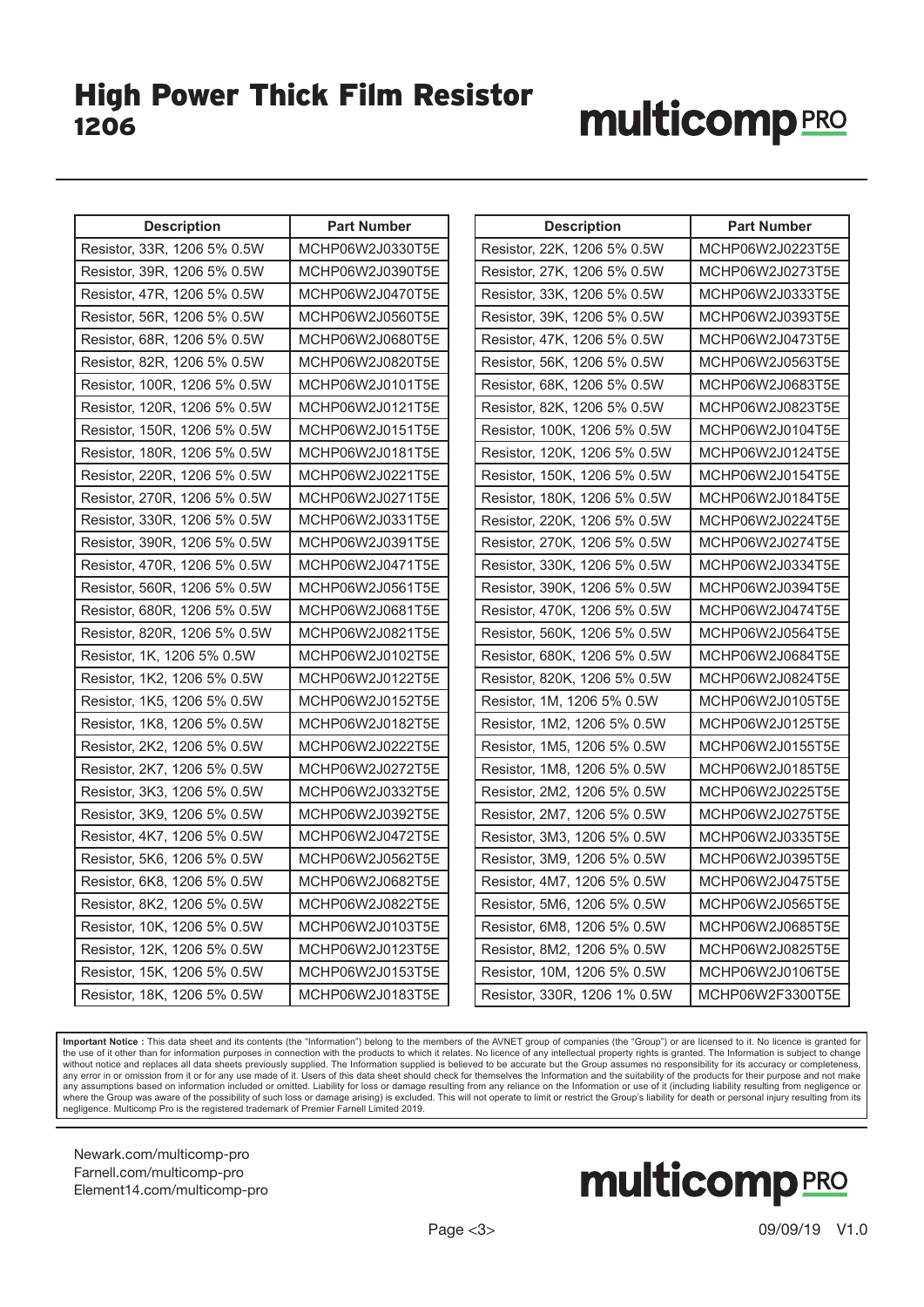# High Power Thick Film Resistor
## 1206

| Description | Part Number |
|---|---|
| Resistor, 33R, 1206 5% 0.5W | MCHP06W2J0330T5E |
| Resistor, 39R, 1206 5% 0.5W | MCHP06W2J0390T5E |
| Resistor, 47R, 1206 5% 0.5W | MCHP06W2J0470T5E |
| Resistor, 56R, 1206 5% 0.5W | MCHP06W2J0560T5E |
| Resistor, 68R, 1206 5% 0.5W | MCHP06W2J0680T5E |
| Resistor, 82R, 1206 5% 0.5W | MCHP06W2J0820T5E |
| Resistor, 100R, 1206 5% 0.5W | MCHP06W2J0101T5E |
| Resistor, 120R, 1206 5% 0.5W | MCHP06W2J0121T5E |
| Resistor, 150R, 1206 5% 0.5W | MCHP06W2J0151T5E |
| Resistor, 180R, 1206 5% 0.5W | MCHP06W2J0181T5E |
| Resistor, 220R, 1206 5% 0.5W | MCHP06W2J0221T5E |
| Resistor, 270R, 1206 5% 0.5W | MCHP06W2J0271T5E |
| Resistor, 330R, 1206 5% 0.5W | MCHP06W2J0331T5E |
| Resistor, 390R, 1206 5% 0.5W | MCHP06W2J0391T5E |
| Resistor, 470R, 1206 5% 0.5W | MCHP06W2J0471T5E |
| Resistor, 560R, 1206 5% 0.5W | MCHP06W2J0561T5E |
| Resistor, 680R, 1206 5% 0.5W | MCHP06W2J0681T5E |
| Resistor, 820R, 1206 5% 0.5W | MCHP06W2J0821T5E |
| Resistor, 1K, 1206 5% 0.5W | MCHP06W2J0102T5E |
| Resistor, 1K2, 1206 5% 0.5W | MCHP06W2J0122T5E |
| Resistor, 1K5, 1206 5% 0.5W | MCHP06W2J0152T5E |
| Resistor, 1K8, 1206 5% 0.5W | MCHP06W2J0182T5E |
| Resistor, 2K2, 1206 5% 0.5W | MCHP06W2J0222T5E |
| Resistor, 2K7, 1206 5% 0.5W | MCHP06W2J0272T5E |
| Resistor, 3K3, 1206 5% 0.5W | MCHP06W2J0332T5E |
| Resistor, 3K9, 1206 5% 0.5W | MCHP06W2J0392T5E |
| Resistor, 4K7, 1206 5% 0.5W | MCHP06W2J0472T5E |
| Resistor, 5K6, 1206 5% 0.5W | MCHP06W2J0562T5E |
| Resistor, 6K8, 1206 5% 0.5W | MCHP06W2J0682T5E |
| Resistor, 8K2, 1206 5% 0.5W | MCHP06W2J0822T5E |
| Resistor, 10K, 1206 5% 0.5W | MCHP06W2J0103T5E |
| Resistor, 12K, 1206 5% 0.5W | MCHP06W2J0123T5E |
| Resistor, 15K, 1206 5% 0.5W | MCHP06W2J0153T5E |
| Resistor, 18K, 1206 5% 0.5W | MCHP06W2J0183T5E |
| Resistor, 22K, 1206 5% 0.5W | MCHP06W2J0223T5E |
| Resistor, 27K, 1206 5% 0.5W | MCHP06W2J0273T5E |
| Resistor, 33K, 1206 5% 0.5W | MCHP06W2J0333T5E |
| Resistor, 39K, 1206 5% 0.5W | MCHP06W2J0393T5E |
| Resistor, 47K, 1206 5% 0.5W | MCHP06W2J0473T5E |
| Resistor, 56K, 1206 5% 0.5W | MCHP06W2J0563T5E |
| Resistor, 68K, 1206 5% 0.5W | MCHP06W2J0683T5E |
| Resistor, 82K, 1206 5% 0.5W | MCHP06W2J0823T5E |
| Resistor, 100K, 1206 5% 0.5W | MCHP06W2J0104T5E |
| Resistor, 120K, 1206 5% 0.5W | MCHP06W2J0124T5E |
| Resistor, 150K, 1206 5% 0.5W | MCHP06W2J0154T5E |
| Resistor, 180K, 1206 5% 0.5W | MCHP06W2J0184T5E |
| Resistor, 220K, 1206 5% 0.5W | MCHP06W2J0224T5E |
| Resistor, 270K, 1206 5% 0.5W | MCHP06W2J0274T5E |
| Resistor, 330K, 1206 5% 0.5W | MCHP06W2J0334T5E |
| Resistor, 390K, 1206 5% 0.5W | MCHP06W2J0394T5E |
| Resistor, 470K, 1206 5% 0.5W | MCHP06W2J0474T5E |
| Resistor, 560K, 1206 5% 0.5W | MCHP06W2J0564T5E |
| Resistor, 680K, 1206 5% 0.5W | MCHP06W2J0684T5E |
| Resistor, 820K, 1206 5% 0.5W | MCHP06W2J0824T5E |
| Resistor, 1M, 1206 5% 0.5W | MCHP06W2J0105T5E |
| Resistor, 1M2, 1206 5% 0.5W | MCHP06W2J0125T5E |
| Resistor, 1M5, 1206 5% 0.5W | MCHP06W2J0155T5E |
| Resistor, 1M8, 1206 5% 0.5W | MCHP06W2J0185T5E |
| Resistor, 2M2, 1206 5% 0.5W | MCHP06W2J0225T5E |
| Resistor, 2M7, 1206 5% 0.5W | MCHP06W2J0275T5E |
| Resistor, 3M3, 1206 5% 0.5W | MCHP06W2J0335T5E |
| Resistor, 3M9, 1206 5% 0.5W | MCHP06W2J0395T5E |
| Resistor, 4M7, 1206 5% 0.5W | MCHP06W2J0475T5E |
| Resistor, 5M6, 1206 5% 0.5W | MCHP06W2J0565T5E |
| Resistor, 6M8, 1206 5% 0.5W | MCHP06W2J0685T5E |
| Resistor, 8M2, 1206 5% 0.5W | MCHP06W2J0825T5E |
| Resistor, 10M, 1206 5% 0.5W | MCHP06W2J0106T5E |
| Resistor, 330R, 1206 1% 0.5W | MCHP06W2F3300T5E |

**Important Notice :** This data sheet and its contents (the "Information") belong to the members of the AVNET group of companies (the "Group") or are licensed to it. No licence is granted for the use of it other than for information purposes in connection with the products to which it relates. No licence of any intellectual property rights is granted. The Information is subject to change without notice and replaces all data sheets previously supplied. The Information supplied is believed to be accurate but the Group assumes no responsibility for its accuracy or completeness, any error in or omission from it or for any use made of it. Users of this data sheet should check for themselves the Information and the suitability of the products for their purpose and not make any assumptions based on information included or omitted. Liability for loss or damage resulting from any reliance on the Information or use of it (including liability resulting from negligence or where the Group was aware of the possibility of such loss or damage arising) is excluded. This will not operate to limit or restrict the Group's liability for death or personal injury resulting from its negligence. Multicomp Pro is the registered trademark of Premier Farnell Limited 2019.

Newark.com/multicomp-pro
Farnell.com/multicomp-pro
Element14.com/multicomp-pro

09/09/19 V1.0